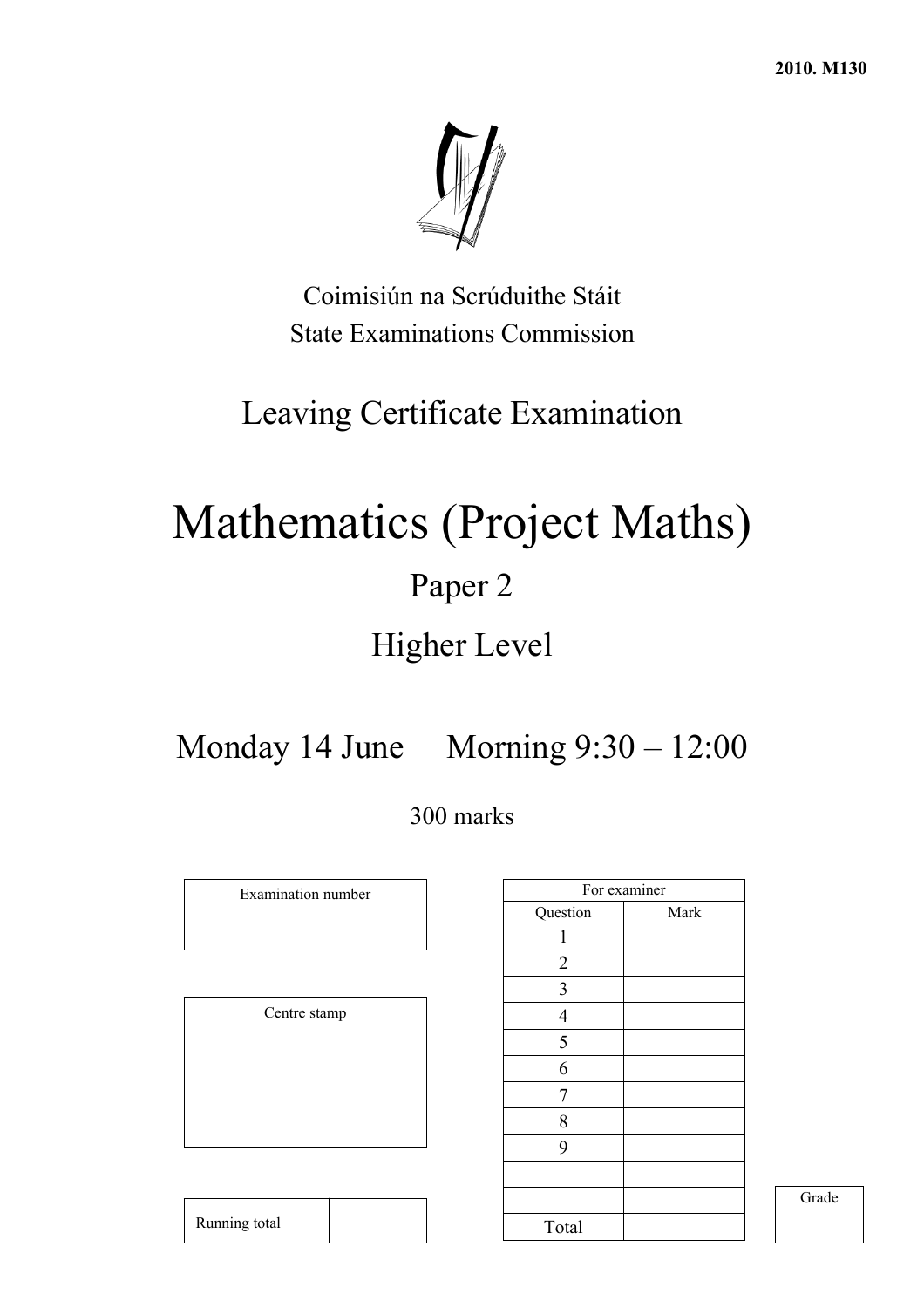**2010. M130**

Coimisiún na Scrúduithe Stáit
State Examinations Commission

# Leaving Certificate Examination

# Mathematics (Project Maths)

## Paper 2

## Higher Level

## Monday 14 June Morning 9:30 – 12:00

300 marks

| Examination number |
| --- |
| |

| Centre stamp |
| --- |
| |

| Running total | |
| --- | --- |

| For examiner | |
| --- | --- |
| Question | Mark |
| 1 | |
| 2 | |
| 3 | |
| 4 | |
| 5 | |
| 6 | |
| 7 | |
| 8 | |
| 9 | |
| | |
| | |
| Total | |

| Grade |
| --- |
| |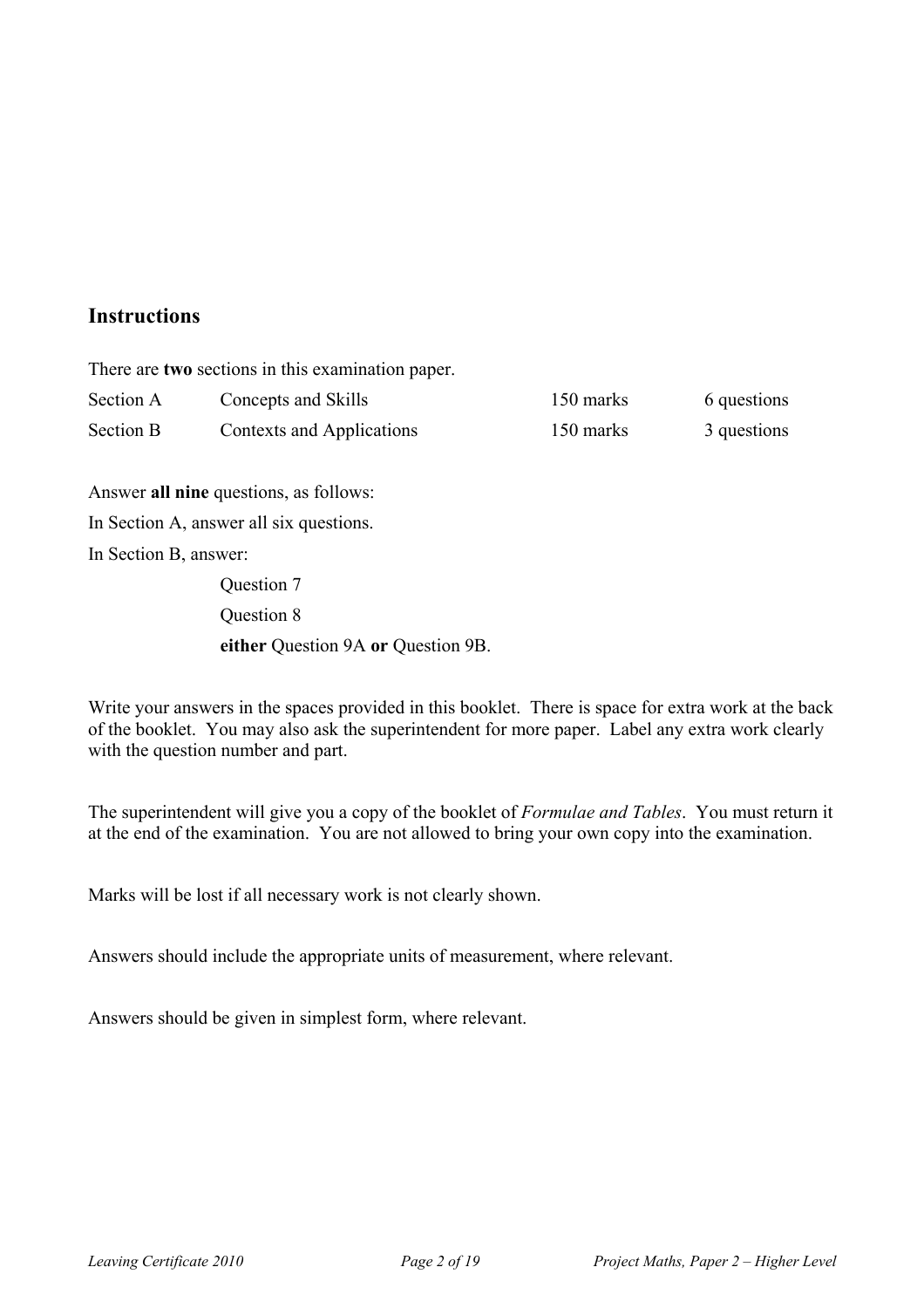## Instructions

There are **two** sections in this examination paper.

| | | | |
|---|---|---|---|
| Section A | Concepts and Skills | 150 marks | 6 questions |
| Section B | Contexts and Applications | 150 marks | 3 questions |

Answer **all nine** questions, as follows:

In Section A, answer all six questions.

In Section B, answer:

Question 7

Question 8

**either** Question 9A **or** Question 9B.

Write your answers in the spaces provided in this booklet. There is space for extra work at the back of the booklet. You may also ask the superintendent for more paper. Label any extra work clearly with the question number and part.

The superintendent will give you a copy of the booklet of *Formulae and Tables*. You must return it at the end of the examination. You are not allowed to bring your own copy into the examination.

Marks will be lost if all necessary work is not clearly shown.

Answers should include the appropriate units of measurement, where relevant.

Answers should be given in simplest form, where relevant.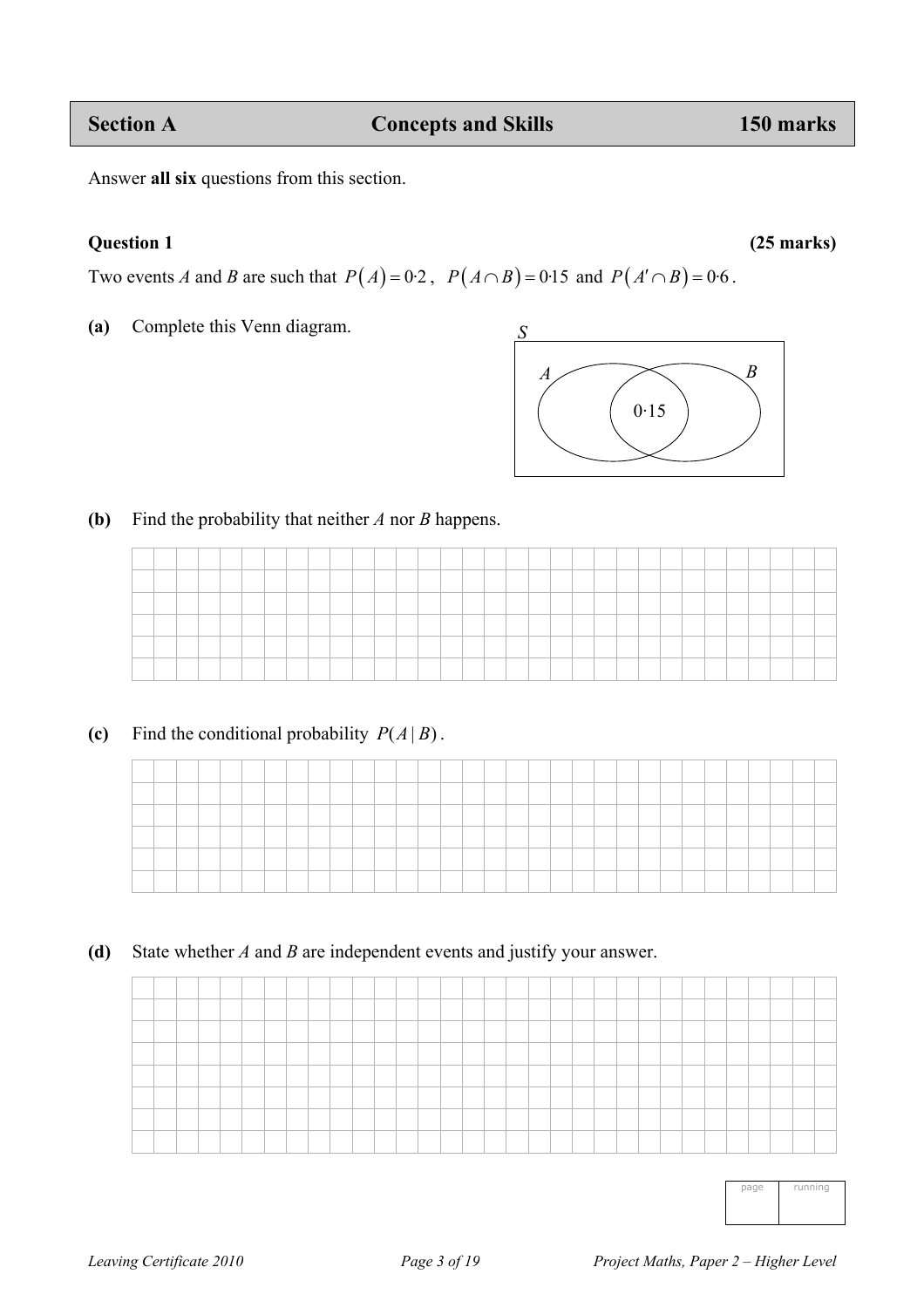| Section A | Concepts and Skills | 150 marks |
|---|---|---|

Answer **all six** questions from this section.

**Question 1** **(25 marks)**

Two events *A* and *B* are such that $P(A) = 0{\cdot}2$, $P(A \cap B) = 0{\cdot}15$ and $P(A' \cap B) = 0{\cdot}6$.

**(a)** Complete this Venn diagram.

S

A B

0·15

**(b)** Find the probability that neither *A* nor *B* happens.

**(c)** Find the conditional probability $P(A \mid B)$.

**(d)** State whether *A* and *B* are independent events and justify your answer.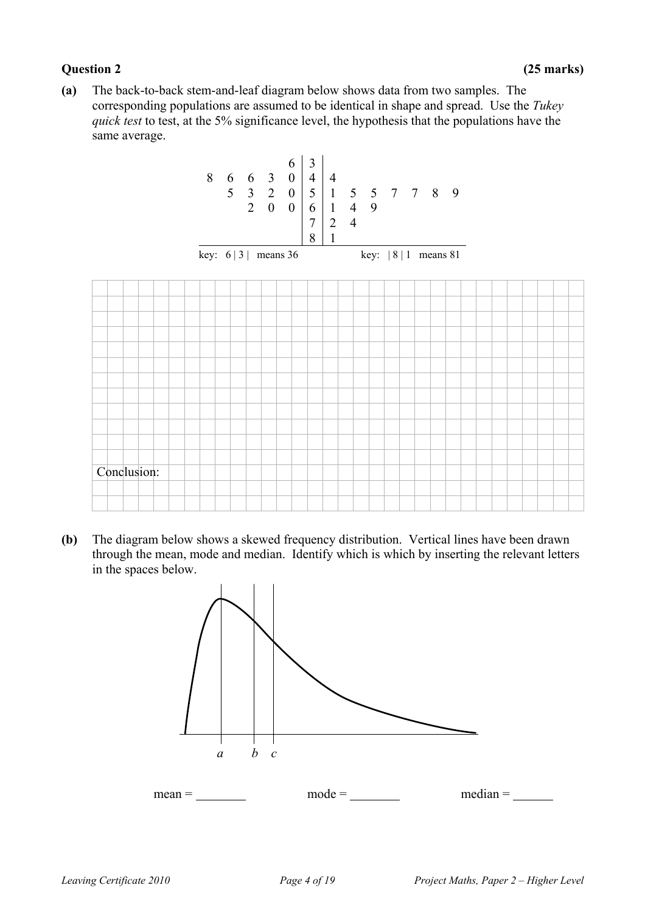**Question 2** **(25 marks)**

**(a)** The back-to-back stem-and-leaf diagram below shows data from two samples. The corresponding populations are assumed to be identical in shape and spread. Use the *Tukey quick test* to test, at the 5% significance level, the hypothesis that the populations have the same average.

| | Stem | |
|---:|:---:|:---|
| 6 | 3 | |
| 8 6 6 3 0 | 4 | 4 |
| 5 3 2 0 | 5 | 1 5 5 7 7 8 9 |
| 2 0 0 | 6 | 1 4 9 |
| | 7 | 2 4 |
| | 8 | 1 |

key: 6 | 3 | means 36 key: | 8 | 1 means 81

Conclusion:

**(b)** The diagram below shows a skewed frequency distribution. Vertical lines have been drawn through the mean, mode and median. Identify which is which by inserting the relevant letters in the spaces below.

$a$ $b$ $c$

mean = ________ mode = ________ median = ______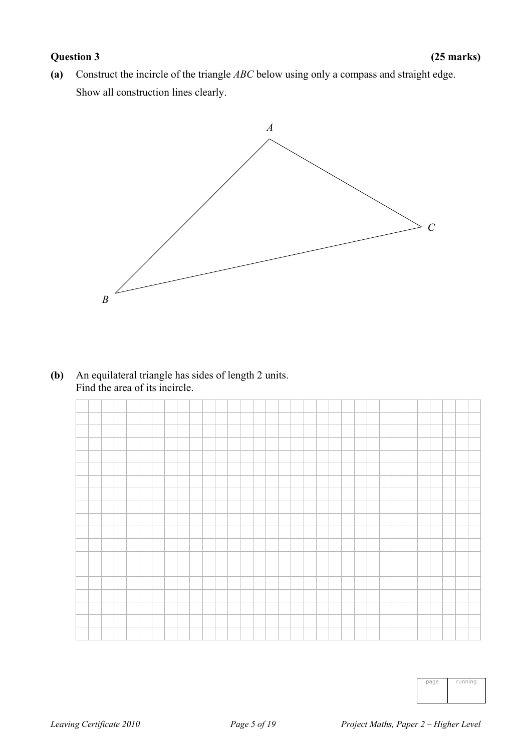**Question 3** **(25 marks)**

**(a)** Construct the incircle of the triangle $ABC$ below using only a compass and straight edge.
Show all construction lines clearly.

$A$

$C$

$B$

**(b)** An equilateral triangle has sides of length 2 units.
Find the area of its incircle.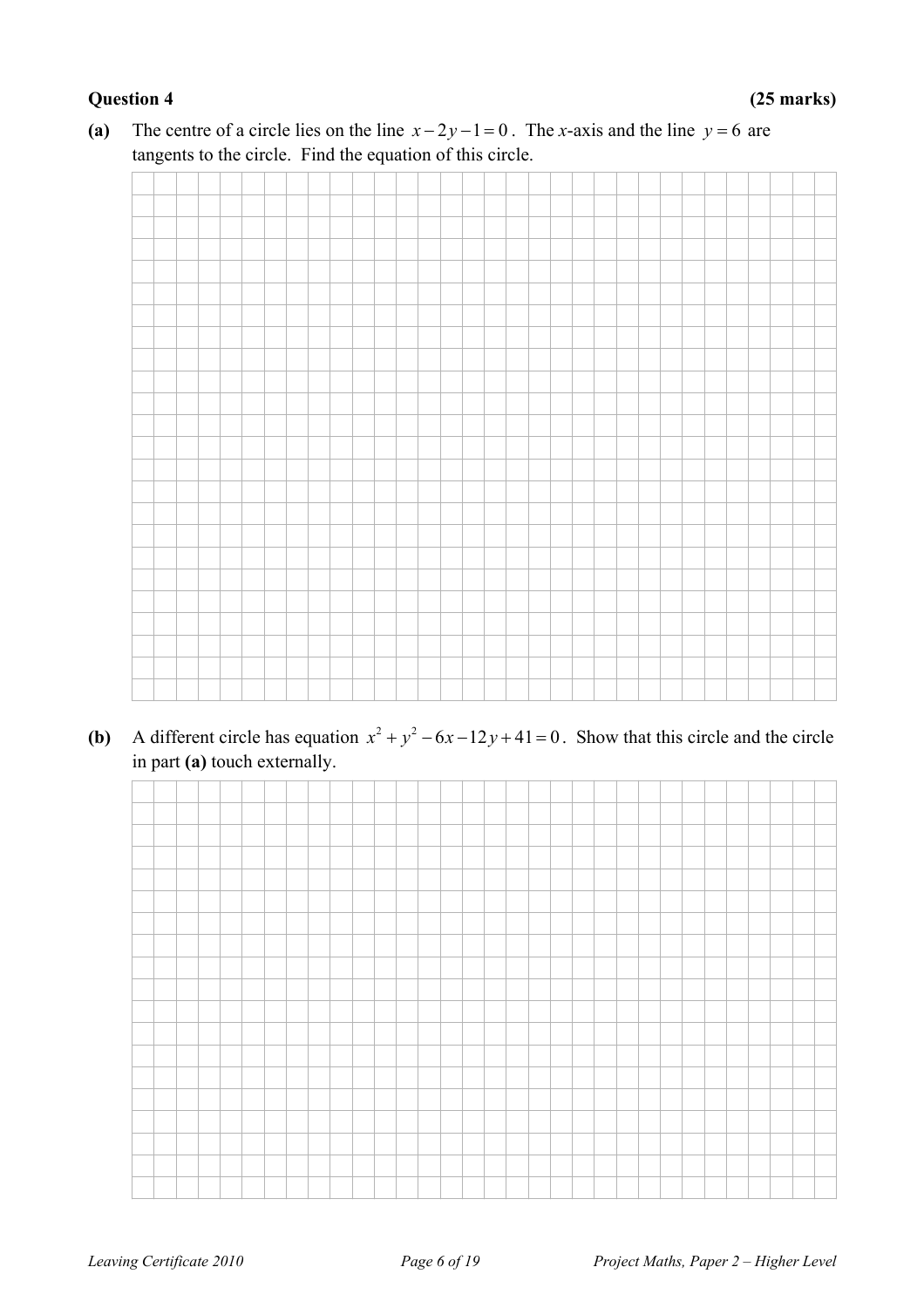**Question 4** **(25 marks)**

**(a)** The centre of a circle lies on the line $x - 2y - 1 = 0$. The $x$-axis and the line $y = 6$ are tangents to the circle. Find the equation of this circle.

**(b)** A different circle has equation $x^2 + y^2 - 6x - 12y + 41 = 0$. Show that this circle and the circle in part **(a)** touch externally.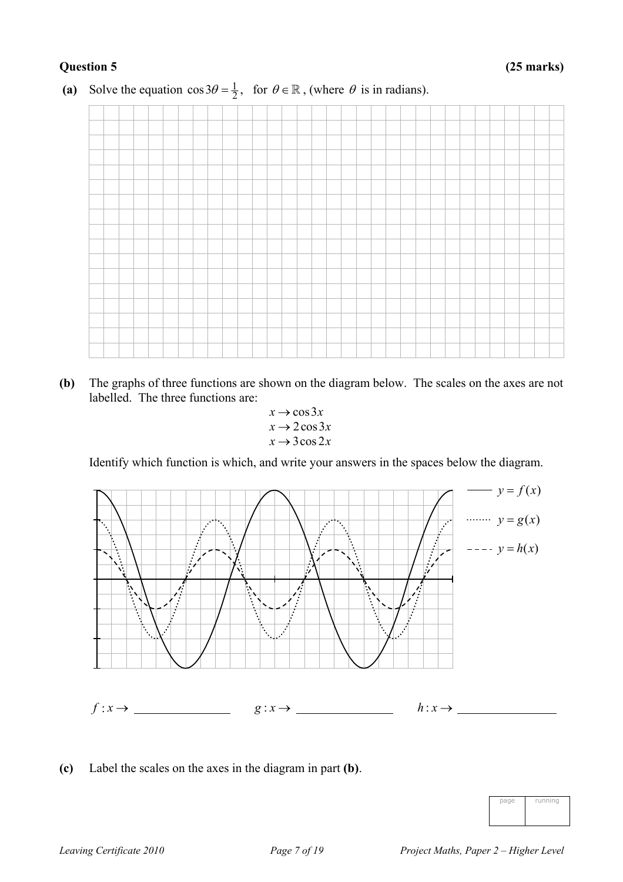**Question 5** **(25 marks)**

**(a)** Solve the equation $\cos 3\theta = \frac{1}{2}$, for $\theta \in \mathbb{R}$, (where $\theta$ is in radians).

**(b)** The graphs of three functions are shown on the diagram below. The scales on the axes are not labelled. The three functions are:

$$x \to \cos 3x$$
$$x \to 2\cos 3x$$
$$x \to 3\cos 2x$$

Identify which function is which, and write your answers in the spaces below the diagram.

—— $y = f(x)$

········ $y = g(x)$

- - - - $y = h(x)$

$f : x \to$ \_\_\_\_\_\_\_\_\_\_\_\_\_\_ $g : x \to$ \_\_\_\_\_\_\_\_\_\_\_\_\_\_ $h : x \to$ \_\_\_\_\_\_\_\_\_\_\_\_\_\_

**(c)** Label the scales on the axes in the diagram in part **(b)**.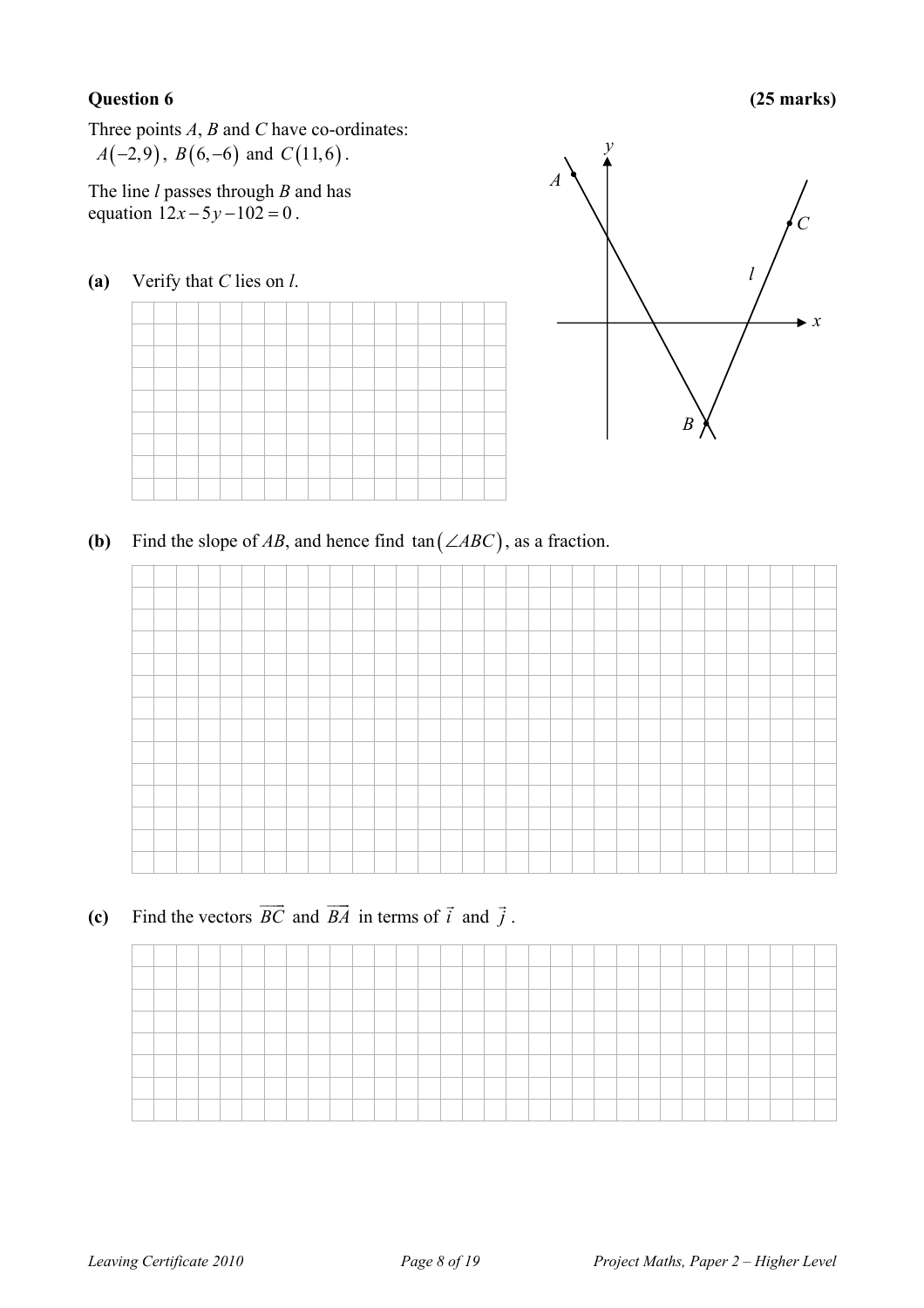**Question 6** **(25 marks)**

Three points $A$, $B$ and $C$ have co-ordinates:
$A(-2,9)$, $B(6,-6)$ and $C(11,6)$.

The line $l$ passes through $B$ and has equation $12x - 5y - 102 = 0$.

**(a)** Verify that $C$ lies on $l$.

**(b)** Find the slope of $AB$, and hence find $\tan(\angle ABC)$, as a fraction.

**(c)** Find the vectors $\overrightarrow{BC}$ and $\overrightarrow{BA}$ in terms of $\vec{i}$ and $\vec{j}$.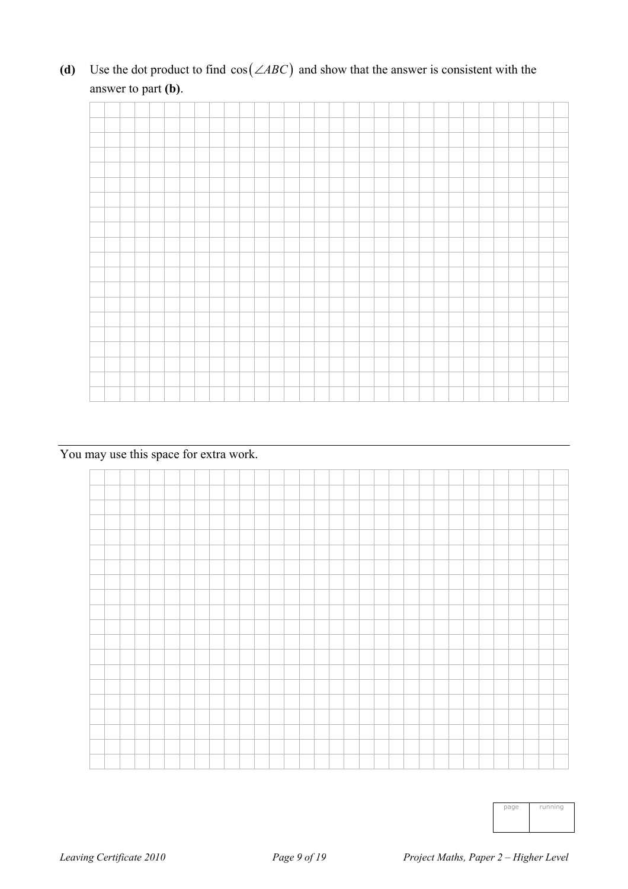**(d)** Use the dot product to find $\cos(\angle ABC)$ and show that the answer is consistent with the answer to part **(b)**.

You may use this space for extra work.

| page | running |
| --- | --- |
| | |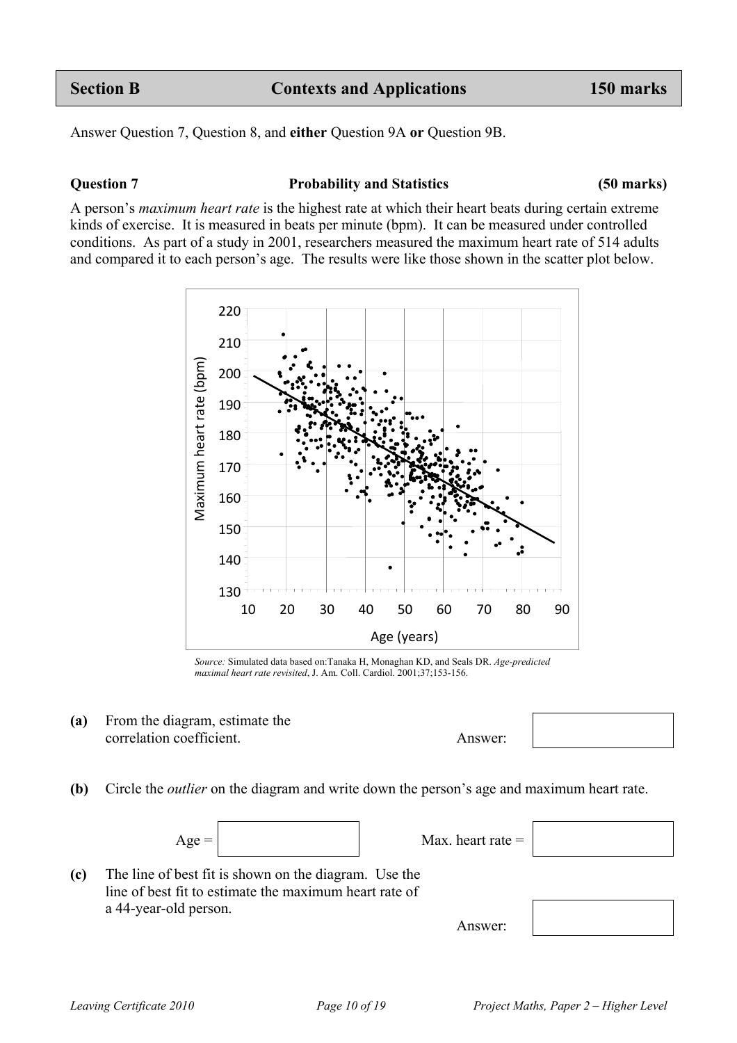| Section B | Contexts and Applications | 150 marks |
|---|---|---|

Answer Question 7, Question 8, and **either** Question 9A **or** Question 9B.

**Question 7** **Probability and Statistics** **(50 marks)**

A person's *maximum heart rate* is the highest rate at which their heart beats during certain extreme kinds of exercise. It is measured in beats per minute (bpm). It can be measured under controlled conditions. As part of a study in 2001, researchers measured the maximum heart rate of 514 adults and compared it to each person's age. The results were like those shown in the scatter plot below.

*Source:* Simulated data based on:Tanaka H, Monaghan KD, and Seals DR. *Age-predicted maximal heart rate revisited*, J. Am. Coll. Cardiol. 2001;37;153-156.

**(a)** From the diagram, estimate the correlation coefficient.

Answer: 

**(b)** Circle the *outlier* on the diagram and write down the person's age and maximum heart rate.

Age = 　　　　Max. heart rate = 

**(c)** The line of best fit is shown on the diagram. Use the line of best fit to estimate the maximum heart rate of a 44-year-old person.

Answer: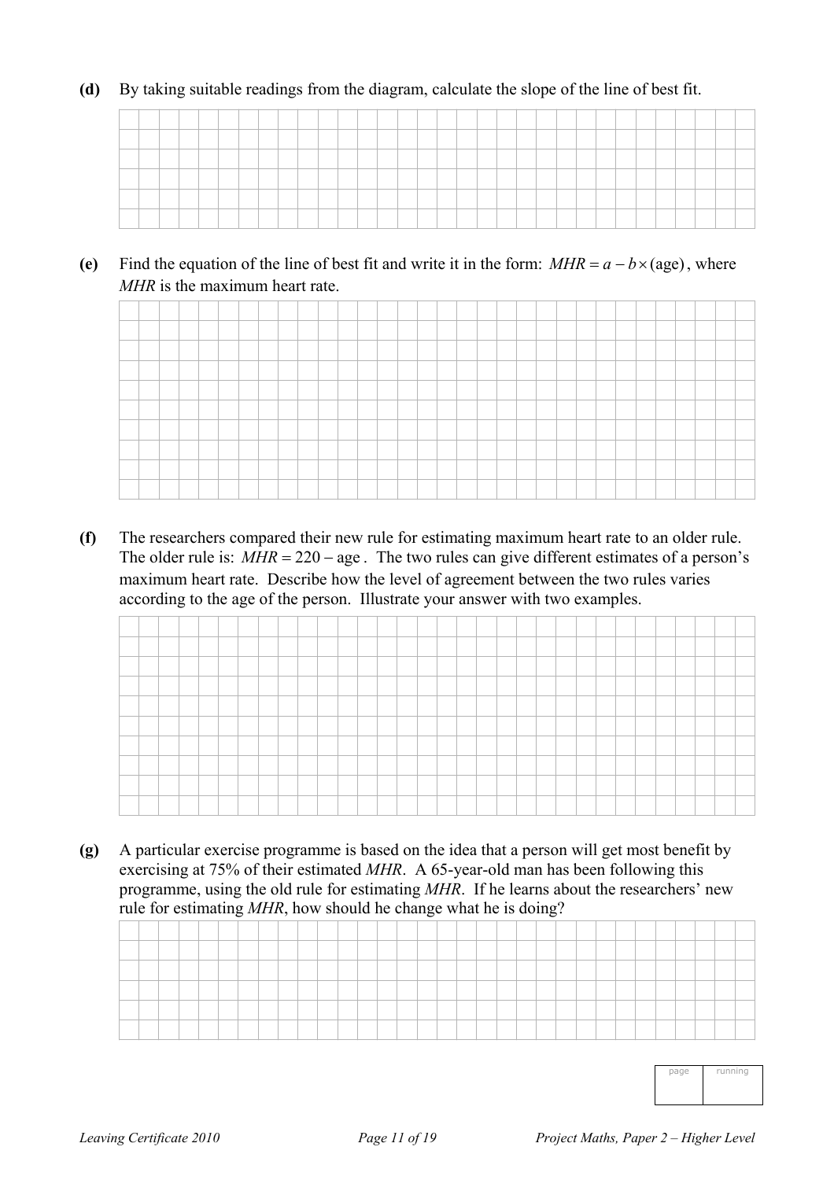**(d)** By taking suitable readings from the diagram, calculate the slope of the line of best fit.

**(e)** Find the equation of the line of best fit and write it in the form: $MHR = a - b \times (\text{age})$, where *MHR* is the maximum heart rate.

**(f)** The researchers compared their new rule for estimating maximum heart rate to an older rule. The older rule is: $MHR = 220 - \text{age}$. The two rules can give different estimates of a person's maximum heart rate. Describe how the level of agreement between the two rules varies according to the age of the person. Illustrate your answer with two examples.

**(g)** A particular exercise programme is based on the idea that a person will get most benefit by exercising at 75% of their estimated *MHR*. A 65-year-old man has been following this programme, using the old rule for estimating *MHR*. If he learns about the researchers' new rule for estimating *MHR*, how should he change what he is doing?

| page | running |
|---|---|
| | |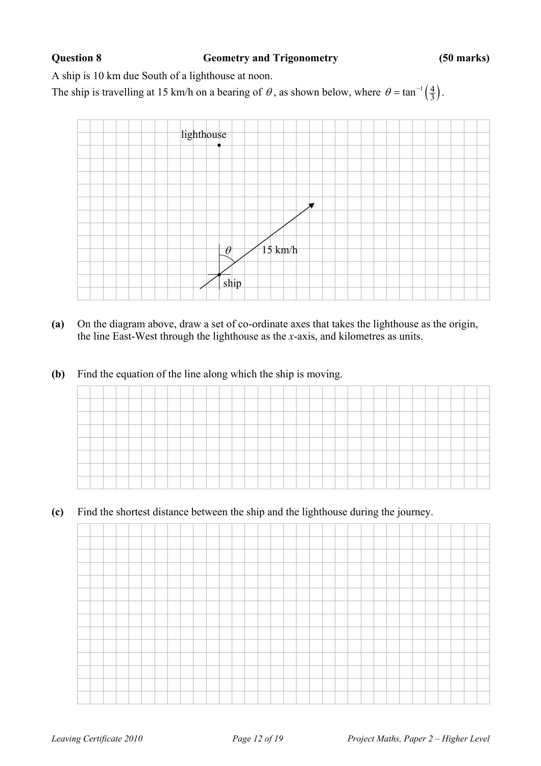**Question 8** **Geometry and Trigonometry** **(50 marks)**

A ship is 10 km due South of a lighthouse at noon.

The ship is travelling at 15 km/h on a bearing of $\theta$, as shown below, where $\theta = \tan^{-1}\left(\frac{4}{3}\right)$.

lighthouse

$\theta$

15 km/h

ship

**(a)** On the diagram above, draw a set of co-ordinate axes that takes the lighthouse as the origin, the line East-West through the lighthouse as the $x$-axis, and kilometres as units.

**(b)** Find the equation of the line along which the ship is moving.

**(c)** Find the shortest distance between the ship and the lighthouse during the journey.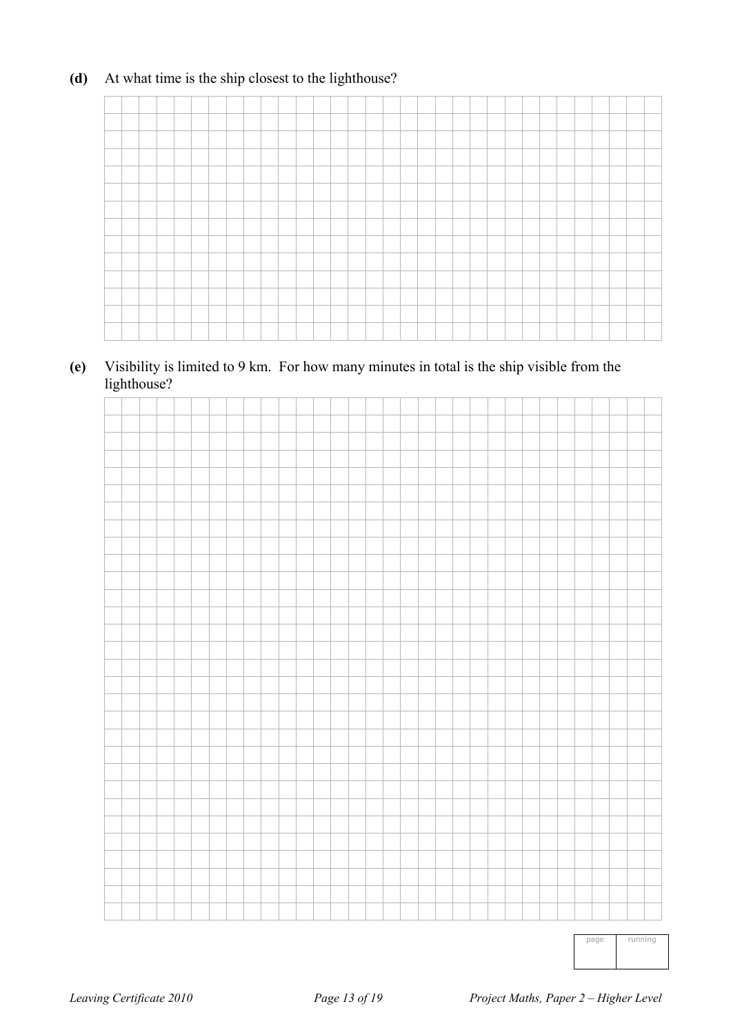**(d)** At what time is the ship closest to the lighthouse?

**(e)** Visibility is limited to 9 km. For how many minutes in total is the ship visible from the lighthouse?

| page | running |
|---|---|
| | |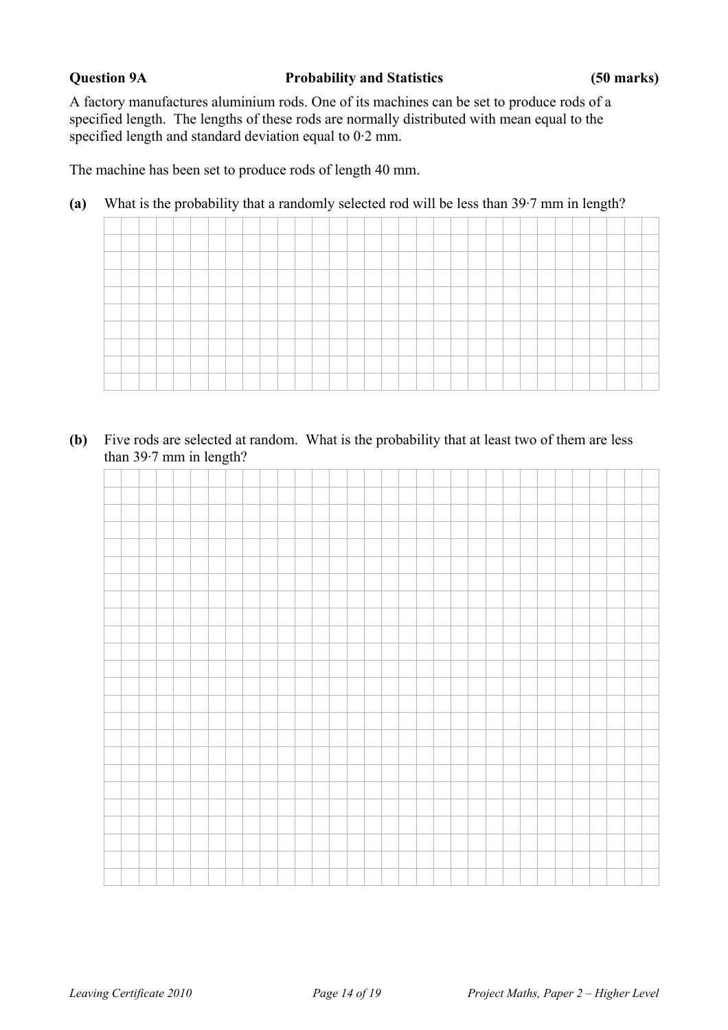**Question 9A** **Probability and Statistics** **(50 marks)**

A factory manufactures aluminium rods. One of its machines can be set to produce rods of a specified length. The lengths of these rods are normally distributed with mean equal to the specified length and standard deviation equal to 0·2 mm.

The machine has been set to produce rods of length 40 mm.

**(a)** What is the probability that a randomly selected rod will be less than 39·7 mm in length?

**(b)** Five rods are selected at random. What is the probability that at least two of them are less than 39·7 mm in length?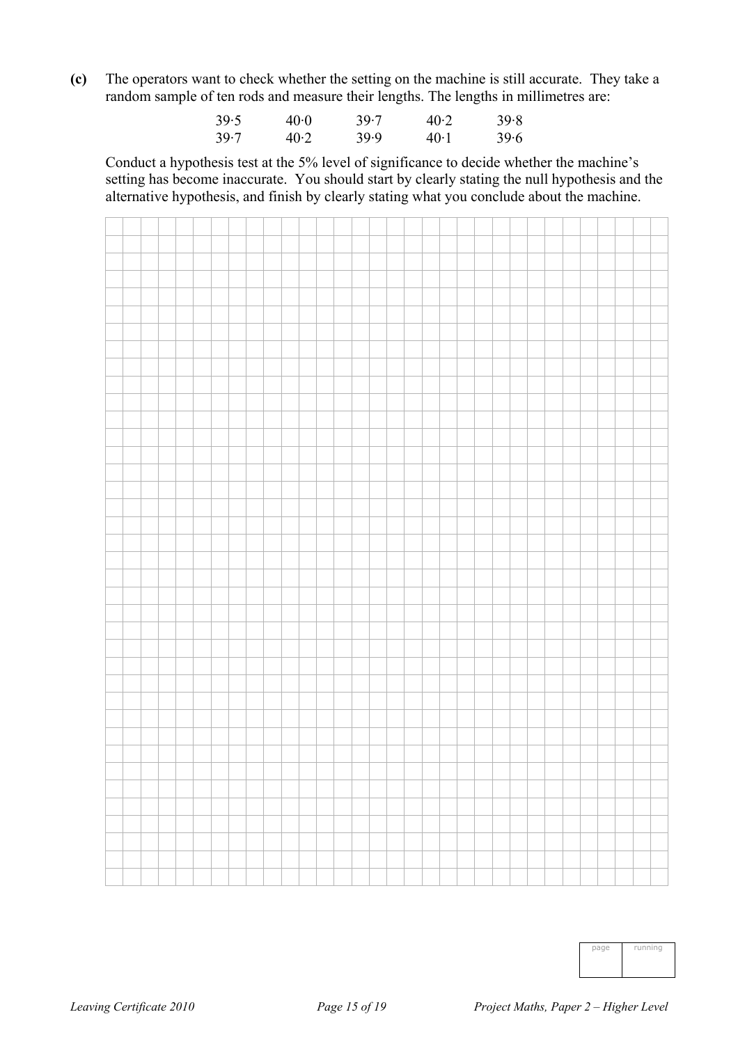**(c)** The operators want to check whether the setting on the machine is still accurate. They take a random sample of ten rods and measure their lengths. The lengths in millimetres are:

| | | | | |
|---|---|---|---|---|
| 39·5 | 40·0 | 39·7 | 40·2 | 39·8 |
| 39·7 | 40·2 | 39·9 | 40·1 | 39·6 |

Conduct a hypothesis test at the 5% level of significance to decide whether the machine's setting has become inaccurate. You should start by clearly stating the null hypothesis and the alternative hypothesis, and finish by clearly stating what you conclude about the machine.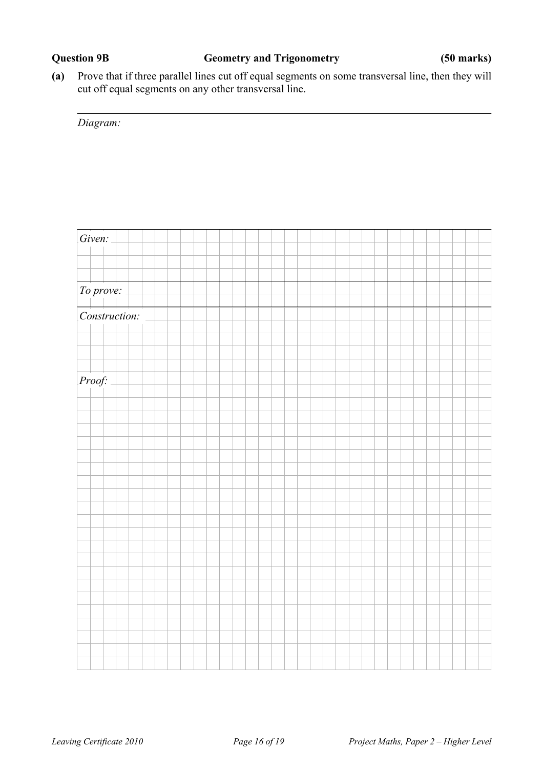**Question 9B** **Geometry and Trigonometry** **(50 marks)**

**(a)** Prove that if three parallel lines cut off equal segments on some transversal line, then they will cut off equal segments on any other transversal line.

---

*Diagram:*

*Given:*

*To prove:*

*Construction:*

*Proof:*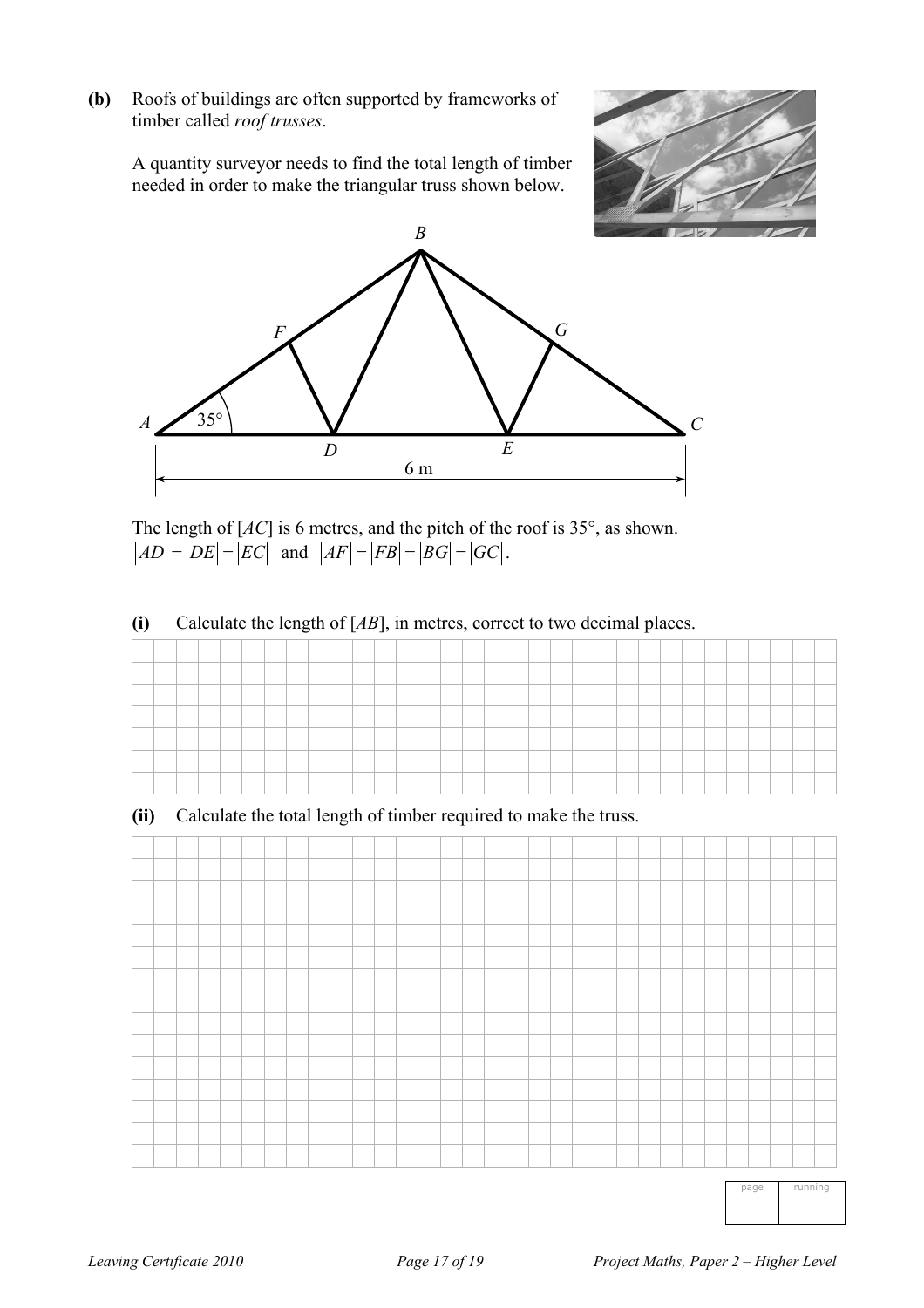**(b)** Roofs of buildings are often supported by frameworks of timber called *roof trusses*.

A quantity surveyor needs to find the total length of timber needed in order to make the triangular truss shown below.

The length of [AC] is 6 metres, and the pitch of the roof is 35°, as shown.
$|AD| = |DE| = |EC|$ and $|AF| = |FB| = |BG| = |GC|$.

**(i)** Calculate the length of [AB], in metres, correct to two decimal places.

**(ii)** Calculate the total length of timber required to make the truss.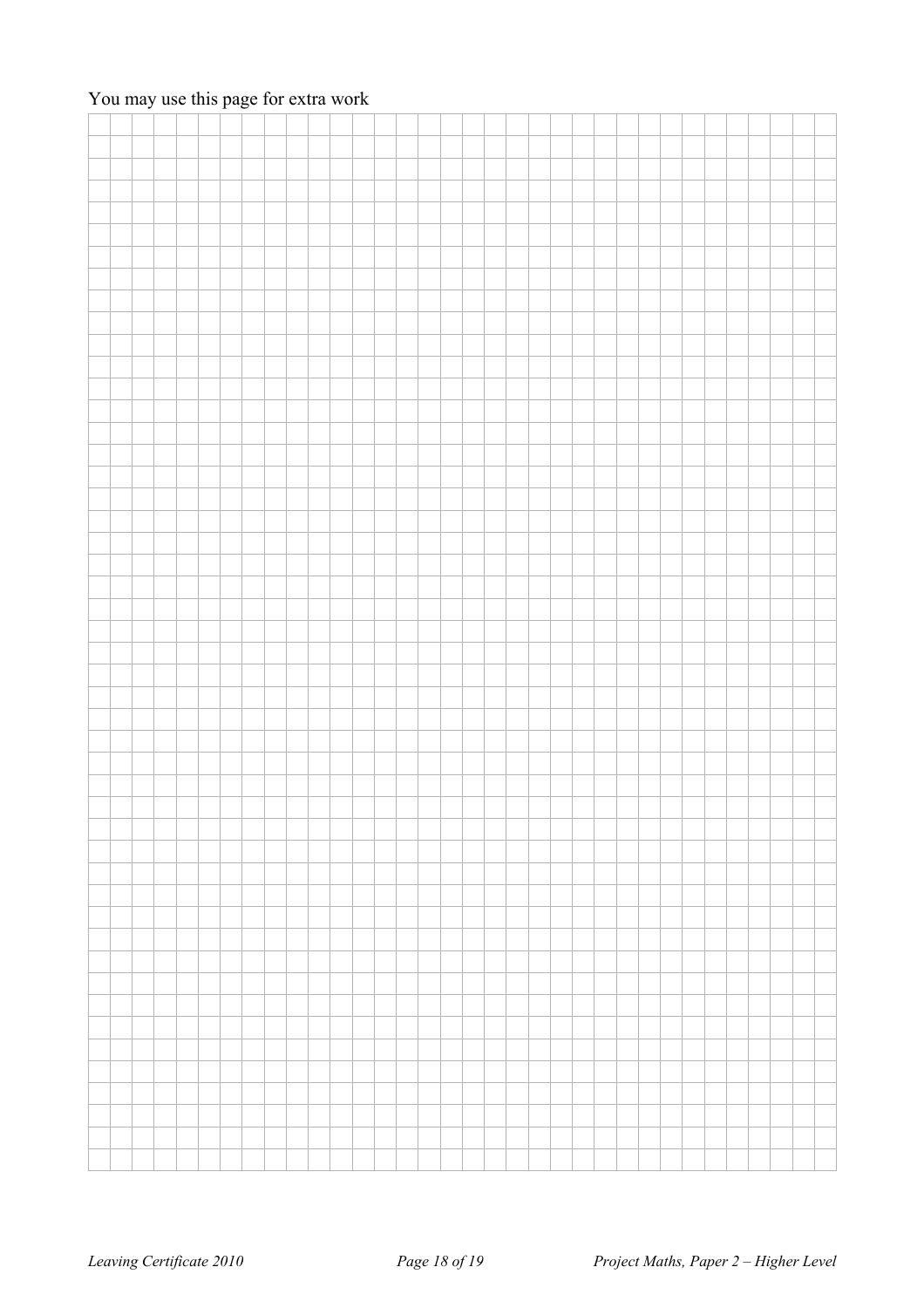You may use this page for extra work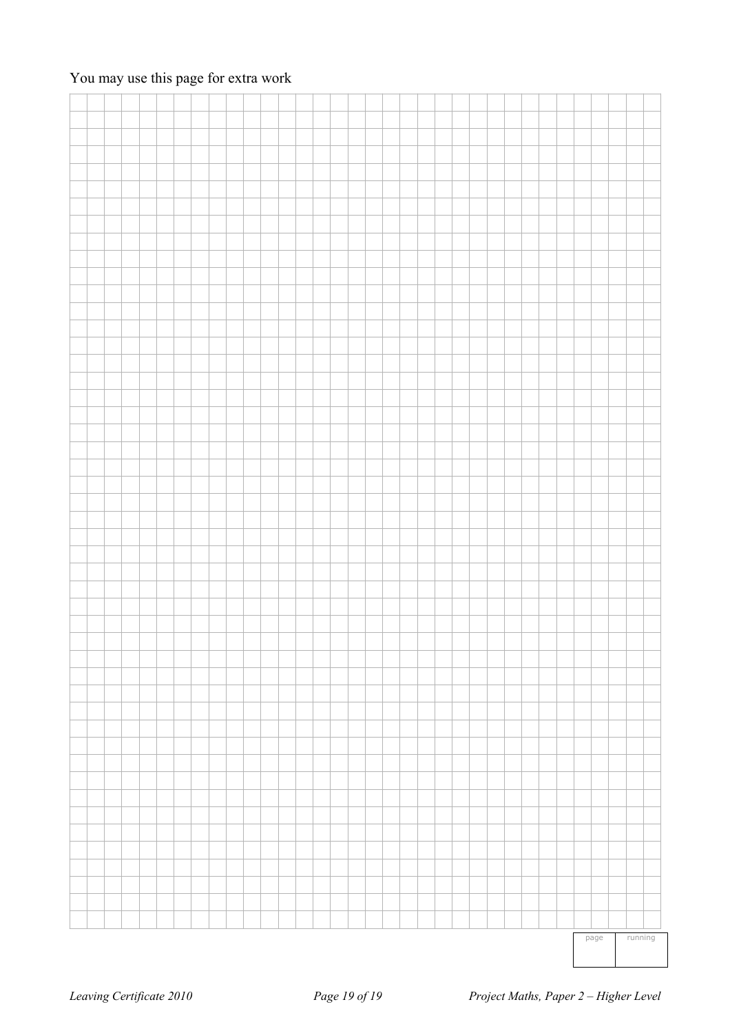You may use this page for extra work

| page | running |
| --- | --- |
| | |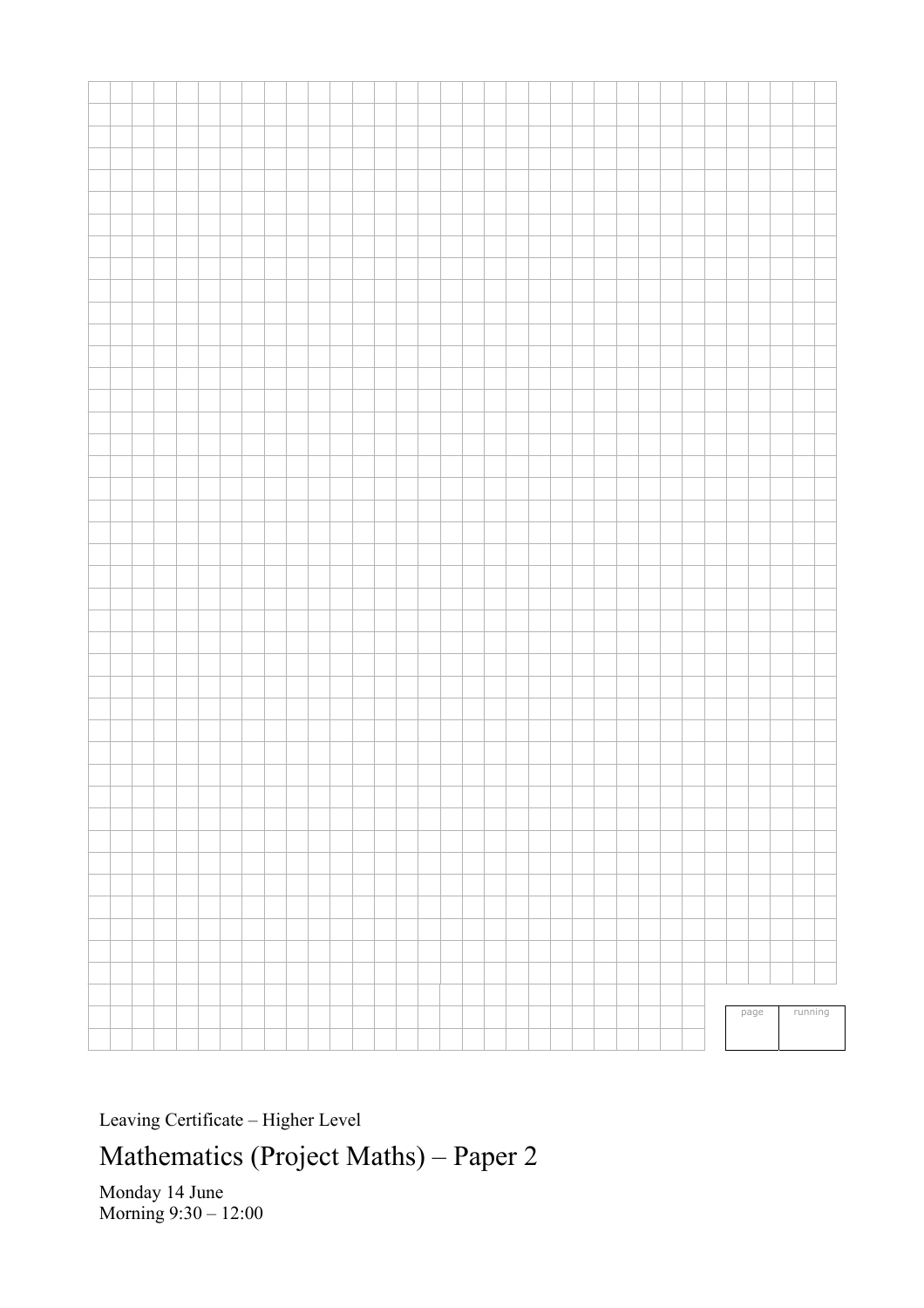| page | running |
| --- | --- |
| | |

Leaving Certificate – Higher Level

# Mathematics (Project Maths) – Paper 2

Monday 14 June
Morning 9:30 – 12:00